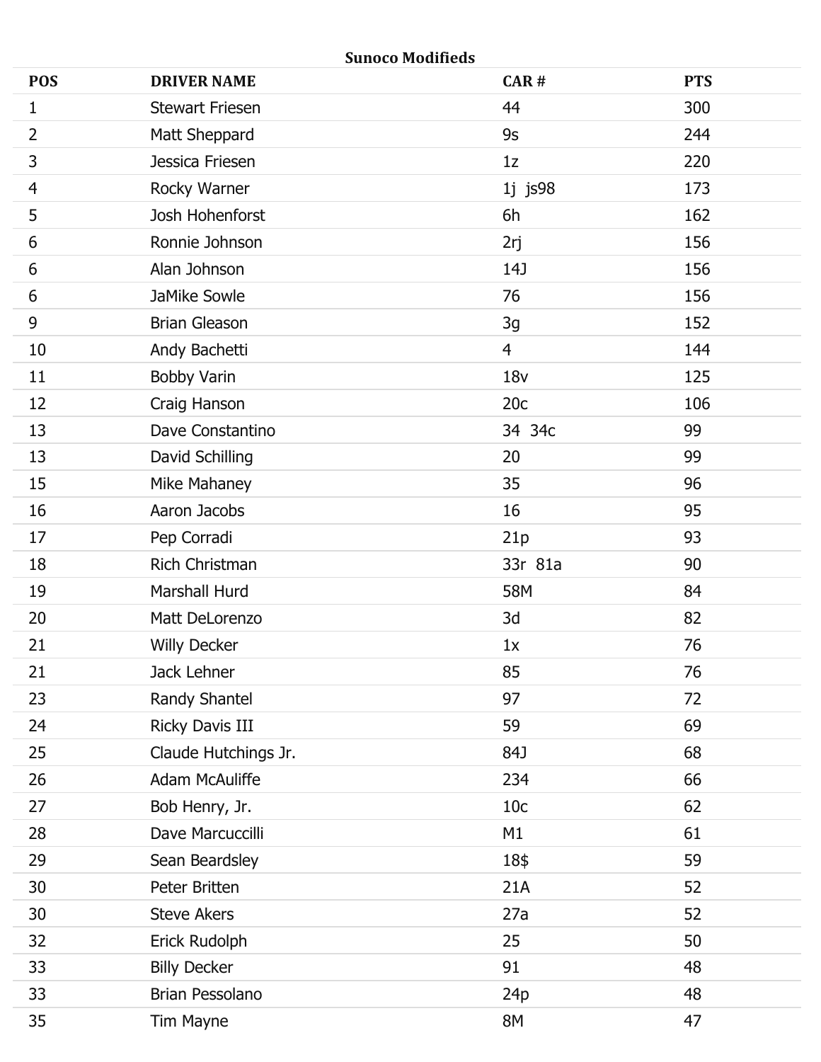**Sunoco Modifieds**

| POS | DRIVER NAME | CAR # | PTS |
|---|---|---|---|
| 1 | Stewart Friesen | 44 | 300 |
| 2 | Matt Sheppard | 9s | 244 |
| 3 | Jessica Friesen | 1z | 220 |
| 4 | Rocky Warner | 1j js98 | 173 |
| 5 | Josh Hohenforst | 6h | 162 |
| 6 | Ronnie Johnson | 2rj | 156 |
| 6 | Alan Johnson | 14J | 156 |
| 6 | JaMike Sowle | 76 | 156 |
| 9 | Brian Gleason | 3g | 152 |
| 10 | Andy Bachetti | 4 | 144 |
| 11 | Bobby Varin | 18v | 125 |
| 12 | Craig Hanson | 20c | 106 |
| 13 | Dave Constantino | 34 34c | 99 |
| 13 | David Schilling | 20 | 99 |
| 15 | Mike Mahaney | 35 | 96 |
| 16 | Aaron Jacobs | 16 | 95 |
| 17 | Pep Corradi | 21p | 93 |
| 18 | Rich Christman | 33r 81a | 90 |
| 19 | Marshall Hurd | 58M | 84 |
| 20 | Matt DeLorenzo | 3d | 82 |
| 21 | Willy Decker | 1x | 76 |
| 21 | Jack Lehner | 85 | 76 |
| 23 | Randy Shantel | 97 | 72 |
| 24 | Ricky Davis III | 59 | 69 |
| 25 | Claude Hutchings Jr. | 84J | 68 |
| 26 | Adam McAuliffe | 234 | 66 |
| 27 | Bob Henry, Jr. | 10c | 62 |
| 28 | Dave Marcuccilli | M1 | 61 |
| 29 | Sean Beardsley | 18$ | 59 |
| 30 | Peter Britten | 21A | 52 |
| 30 | Steve Akers | 27a | 52 |
| 32 | Erick Rudolph | 25 | 50 |
| 33 | Billy Decker | 91 | 48 |
| 33 | Brian Pessolano | 24p | 48 |
| 35 | Tim Mayne | 8M | 47 |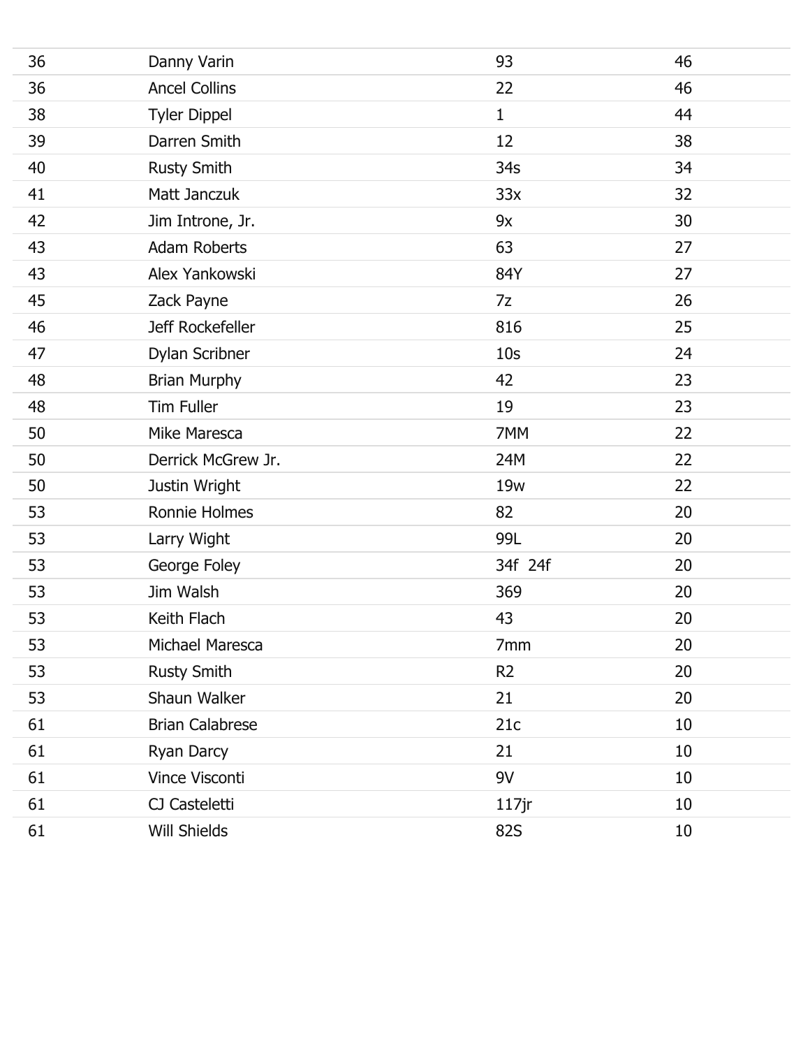| | | | |
|---|---|---|---|
| 36 | Danny Varin | 93 | 46 |
| 36 | Ancel Collins | 22 | 46 |
| 38 | Tyler Dippel | 1 | 44 |
| 39 | Darren Smith | 12 | 38 |
| 40 | Rusty Smith | 34s | 34 |
| 41 | Matt Janczuk | 33x | 32 |
| 42 | Jim Introne, Jr. | 9x | 30 |
| 43 | Adam Roberts | 63 | 27 |
| 43 | Alex Yankowski | 84Y | 27 |
| 45 | Zack Payne | 7z | 26 |
| 46 | Jeff Rockefeller | 816 | 25 |
| 47 | Dylan Scribner | 10s | 24 |
| 48 | Brian Murphy | 42 | 23 |
| 48 | Tim Fuller | 19 | 23 |
| 50 | Mike Maresca | 7MM | 22 |
| 50 | Derrick McGrew Jr. | 24M | 22 |
| 50 | Justin Wright | 19w | 22 |
| 53 | Ronnie Holmes | 82 | 20 |
| 53 | Larry Wight | 99L | 20 |
| 53 | George Foley | 34f 24f | 20 |
| 53 | Jim Walsh | 369 | 20 |
| 53 | Keith Flach | 43 | 20 |
| 53 | Michael Maresca | 7mm | 20 |
| 53 | Rusty Smith | R2 | 20 |
| 53 | Shaun Walker | 21 | 20 |
| 61 | Brian Calabrese | 21c | 10 |
| 61 | Ryan Darcy | 21 | 10 |
| 61 | Vince Visconti | 9V | 10 |
| 61 | CJ Casteletti | 117jr | 10 |
| 61 | Will Shields | 82S | 10 |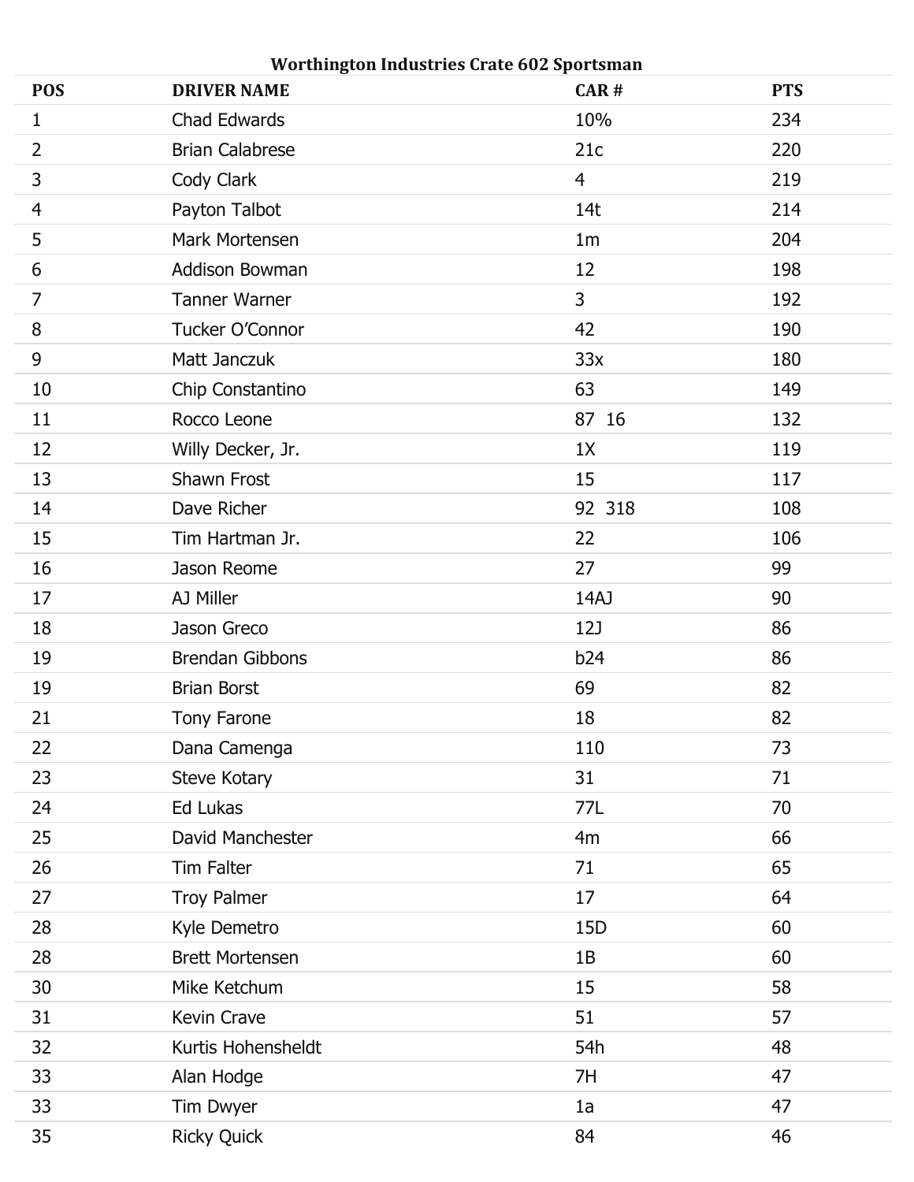**Worthington Industries Crate 602 Sportsman**

| POS | DRIVER NAME | CAR # | PTS |
|---|---|---|---|
| 1 | Chad Edwards | 10% | 234 |
| 2 | Brian Calabrese | 21c | 220 |
| 3 | Cody Clark | 4 | 219 |
| 4 | Payton Talbot | 14t | 214 |
| 5 | Mark Mortensen | 1m | 204 |
| 6 | Addison Bowman | 12 | 198 |
| 7 | Tanner Warner | 3 | 192 |
| 8 | Tucker O'Connor | 42 | 190 |
| 9 | Matt Janczuk | 33x | 180 |
| 10 | Chip Constantino | 63 | 149 |
| 11 | Rocco Leone | 87 16 | 132 |
| 12 | Willy Decker, Jr. | 1X | 119 |
| 13 | Shawn Frost | 15 | 117 |
| 14 | Dave Richer | 92 318 | 108 |
| 15 | Tim Hartman Jr. | 22 | 106 |
| 16 | Jason Reome | 27 | 99 |
| 17 | AJ Miller | 14AJ | 90 |
| 18 | Jason Greco | 12J | 86 |
| 19 | Brendan Gibbons | b24 | 86 |
| 19 | Brian Borst | 69 | 82 |
| 21 | Tony Farone | 18 | 82 |
| 22 | Dana Camenga | 110 | 73 |
| 23 | Steve Kotary | 31 | 71 |
| 24 | Ed Lukas | 77L | 70 |
| 25 | David Manchester | 4m | 66 |
| 26 | Tim Falter | 71 | 65 |
| 27 | Troy Palmer | 17 | 64 |
| 28 | Kyle Demetro | 15D | 60 |
| 28 | Brett Mortensen | 1B | 60 |
| 30 | Mike Ketchum | 15 | 58 |
| 31 | Kevin Crave | 51 | 57 |
| 32 | Kurtis Hohensheldt | 54h | 48 |
| 33 | Alan Hodge | 7H | 47 |
| 33 | Tim Dwyer | 1a | 47 |
| 35 | Ricky Quick | 84 | 46 |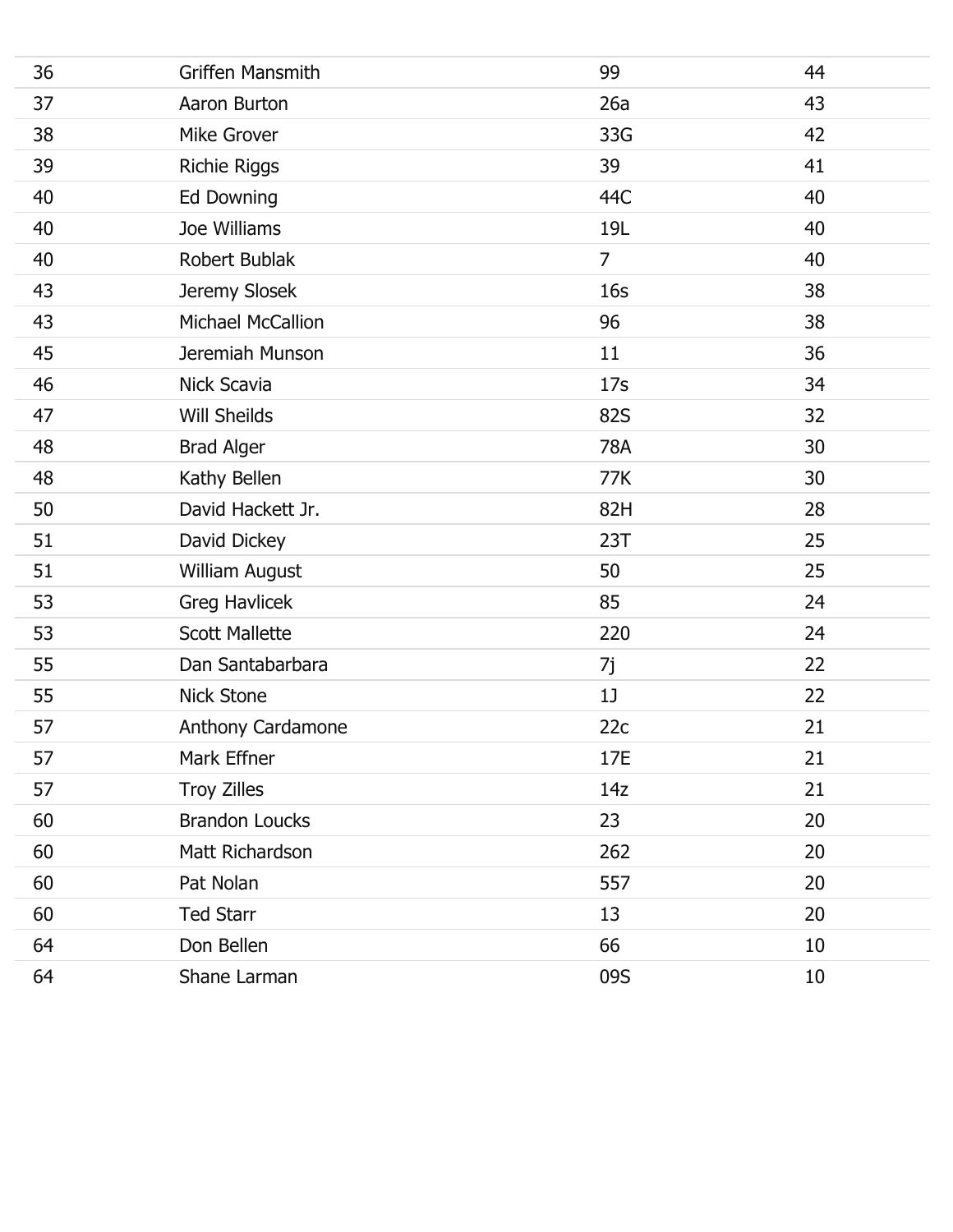| | | | |
|---|---|---|---|
| 36 | Griffen Mansmith | 99 | 44 |
| 37 | Aaron Burton | 26a | 43 |
| 38 | Mike Grover | 33G | 42 |
| 39 | Richie Riggs | 39 | 41 |
| 40 | Ed Downing | 44C | 40 |
| 40 | Joe Williams | 19L | 40 |
| 40 | Robert Bublak | 7 | 40 |
| 43 | Jeremy Slosek | 16s | 38 |
| 43 | Michael McCallion | 96 | 38 |
| 45 | Jeremiah Munson | 11 | 36 |
| 46 | Nick Scavia | 17s | 34 |
| 47 | Will Sheilds | 82S | 32 |
| 48 | Brad Alger | 78A | 30 |
| 48 | Kathy Bellen | 77K | 30 |
| 50 | David Hackett Jr. | 82H | 28 |
| 51 | David Dickey | 23T | 25 |
| 51 | William August | 50 | 25 |
| 53 | Greg Havlicek | 85 | 24 |
| 53 | Scott Mallette | 220 | 24 |
| 55 | Dan Santabarbara | 7j | 22 |
| 55 | Nick Stone | 1J | 22 |
| 57 | Anthony Cardamone | 22c | 21 |
| 57 | Mark Effner | 17E | 21 |
| 57 | Troy Zilles | 14z | 21 |
| 60 | Brandon Loucks | 23 | 20 |
| 60 | Matt Richardson | 262 | 20 |
| 60 | Pat Nolan | 557 | 20 |
| 60 | Ted Starr | 13 | 20 |
| 64 | Don Bellen | 66 | 10 |
| 64 | Shane Larman | 09S | 10 |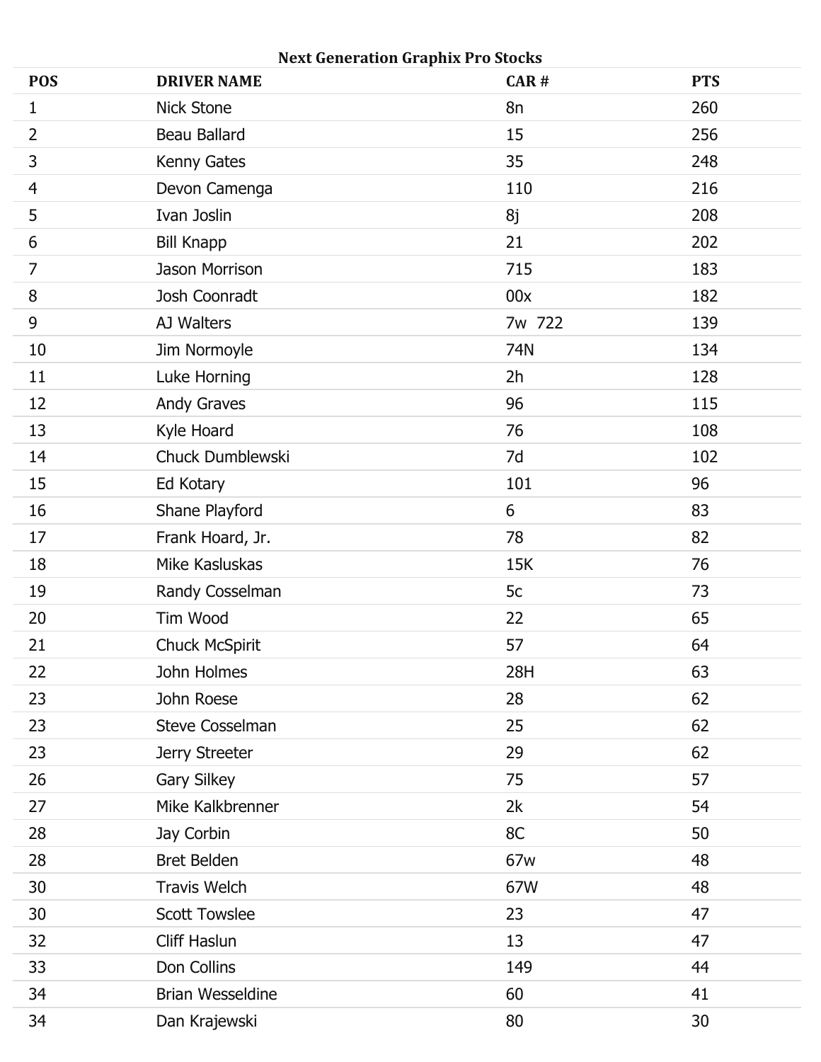**Next Generation Graphix Pro Stocks**

| POS | DRIVER NAME | CAR # | PTS |
|---|---|---|---|
| 1 | Nick Stone | 8n | 260 |
| 2 | Beau Ballard | 15 | 256 |
| 3 | Kenny Gates | 35 | 248 |
| 4 | Devon Camenga | 110 | 216 |
| 5 | Ivan Joslin | 8j | 208 |
| 6 | Bill Knapp | 21 | 202 |
| 7 | Jason Morrison | 715 | 183 |
| 8 | Josh Coonradt | 00x | 182 |
| 9 | AJ Walters | 7w 722 | 139 |
| 10 | Jim Normoyle | 74N | 134 |
| 11 | Luke Horning | 2h | 128 |
| 12 | Andy Graves | 96 | 115 |
| 13 | Kyle Hoard | 76 | 108 |
| 14 | Chuck Dumblewski | 7d | 102 |
| 15 | Ed Kotary | 101 | 96 |
| 16 | Shane Playford | 6 | 83 |
| 17 | Frank Hoard, Jr. | 78 | 82 |
| 18 | Mike Kasluskas | 15K | 76 |
| 19 | Randy Cosselman | 5c | 73 |
| 20 | Tim Wood | 22 | 65 |
| 21 | Chuck McSpirit | 57 | 64 |
| 22 | John Holmes | 28H | 63 |
| 23 | John Roese | 28 | 62 |
| 23 | Steve Cosselman | 25 | 62 |
| 23 | Jerry Streeter | 29 | 62 |
| 26 | Gary Silkey | 75 | 57 |
| 27 | Mike Kalkbrenner | 2k | 54 |
| 28 | Jay Corbin | 8C | 50 |
| 28 | Bret Belden | 67w | 48 |
| 30 | Travis Welch | 67W | 48 |
| 30 | Scott Towslee | 23 | 47 |
| 32 | Cliff Haslun | 13 | 47 |
| 33 | Don Collins | 149 | 44 |
| 34 | Brian Wesseldine | 60 | 41 |
| 34 | Dan Krajewski | 80 | 30 |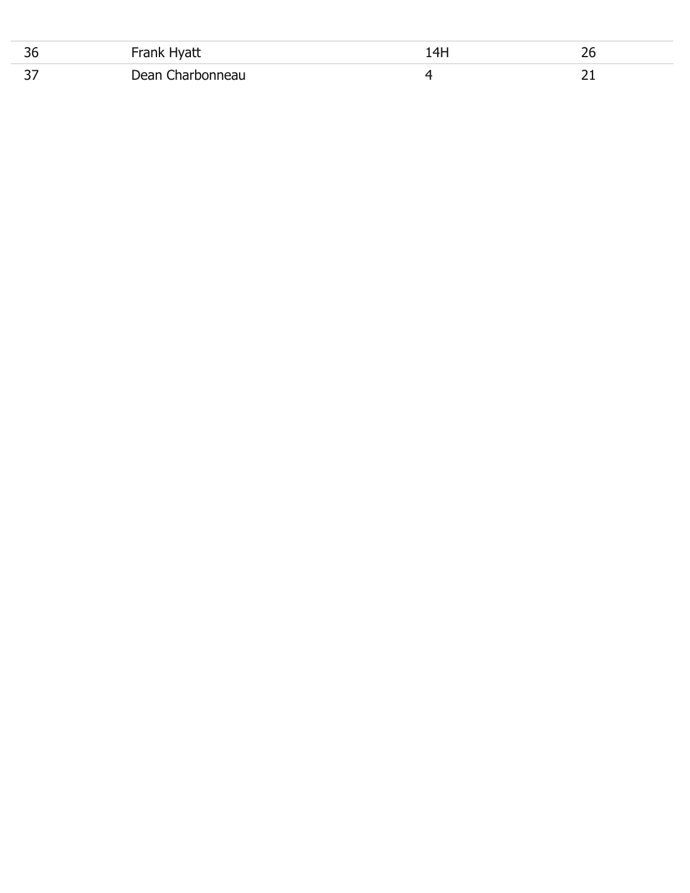| | | | |
|---|---|---|---|
| 36 | Frank Hyatt | 14H | 26 |
| 37 | Dean Charbonneau | 4 | 21 |